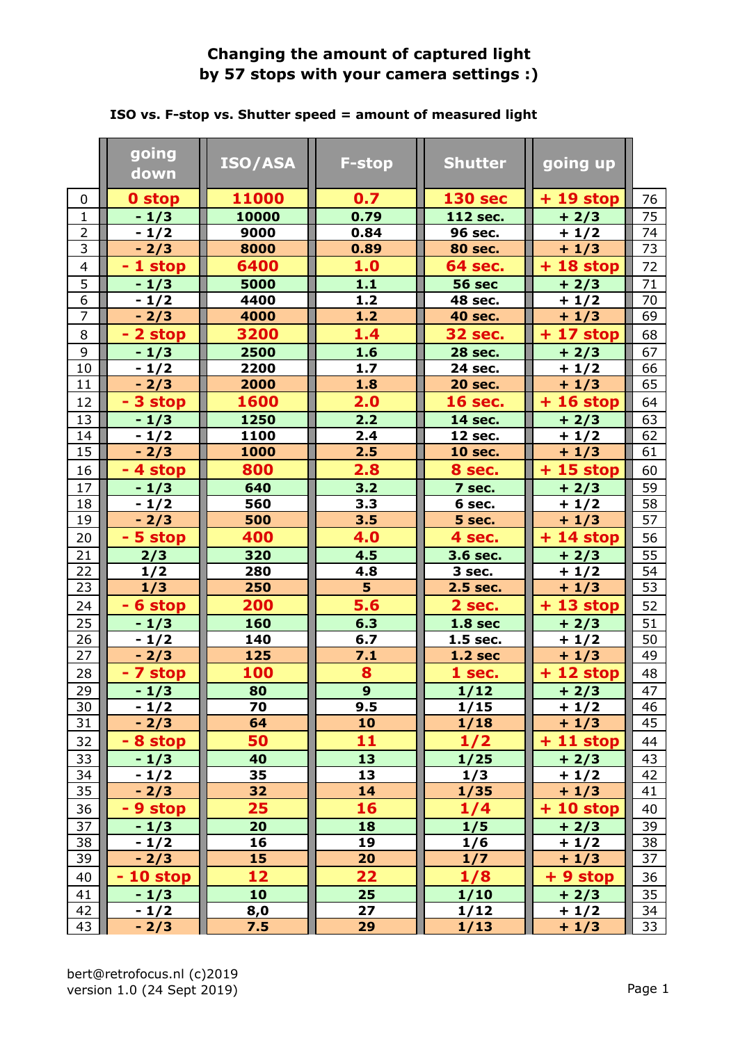# Changing the amount of captured light by 57 stops with your camera settings :)

**ISO vs. F-stop vs. Shutter speed = amount of measured light**

| | going down | ISO/ASA | F-stop | Shutter | going up | |
|---|---|---|---|---|---|---|
| 0 | **0 stop** | **11000** | **0.7** | **130 sec** | **+ 19 stop** | 76 |
| 1 | - 1/3 | 10000 | 0.79 | 112 sec. | + 2/3 | 75 |
| 2 | - 1/2 | 9000 | 0.84 | 96 sec. | + 1/2 | 74 |
| 3 | - 2/3 | 8000 | 0.89 | 80 sec. | + 1/3 | 73 |
| 4 | **- 1 stop** | **6400** | **1.0** | **64 sec.** | **+ 18 stop** | 72 |
| 5 | - 1/3 | 5000 | 1.1 | 56 sec | + 2/3 | 71 |
| 6 | - 1/2 | 4400 | 1.2 | 48 sec. | + 1/2 | 70 |
| 7 | - 2/3 | 4000 | 1.2 | 40 sec. | + 1/3 | 69 |
| 8 | **- 2 stop** | **3200** | **1.4** | **32 sec.** | **+ 17 stop** | 68 |
| 9 | - 1/3 | 2500 | 1.6 | 28 sec. | + 2/3 | 67 |
| 10 | - 1/2 | 2200 | 1.7 | 24 sec. | + 1/2 | 66 |
| 11 | - 2/3 | 2000 | 1.8 | 20 sec. | + 1/3 | 65 |
| 12 | **- 3 stop** | **1600** | **2.0** | **16 sec.** | **+ 16 stop** | 64 |
| 13 | - 1/3 | 1250 | 2.2 | 14 sec. | + 2/3 | 63 |
| 14 | - 1/2 | 1100 | 2.4 | 12 sec. | + 1/2 | 62 |
| 15 | - 2/3 | 1000 | 2.5 | 10 sec. | + 1/3 | 61 |
| 16 | **- 4 stop** | **800** | **2.8** | **8 sec.** | **+ 15 stop** | 60 |
| 17 | - 1/3 | 640 | 3.2 | 7 sec. | + 2/3 | 59 |
| 18 | - 1/2 | 560 | 3.3 | 6 sec. | + 1/2 | 58 |
| 19 | - 2/3 | 500 | 3.5 | 5 sec. | + 1/3 | 57 |
| 20 | **- 5 stop** | **400** | **4.0** | **4 sec.** | **+ 14 stop** | 56 |
| 21 | 2/3 | 320 | 4.5 | 3.6 sec. | + 2/3 | 55 |
| 22 | 1/2 | 280 | 4.8 | 3 sec. | + 1/2 | 54 |
| 23 | 1/3 | 250 | 5 | 2.5 sec. | + 1/3 | 53 |
| 24 | **- 6 stop** | **200** | **5.6** | **2 sec.** | **+ 13 stop** | 52 |
| 25 | - 1/3 | 160 | 6.3 | 1.8 sec | + 2/3 | 51 |
| 26 | - 1/2 | 140 | 6.7 | 1.5 sec. | + 1/2 | 50 |
| 27 | - 2/3 | 125 | 7.1 | 1.2 sec | + 1/3 | 49 |
| 28 | **- 7 stop** | **100** | **8** | **1 sec.** | **+ 12 stop** | 48 |
| 29 | - 1/3 | 80 | 9 | 1/12 | + 2/3 | 47 |
| 30 | - 1/2 | 70 | 9.5 | 1/15 | + 1/2 | 46 |
| 31 | - 2/3 | 64 | 10 | 1/18 | + 1/3 | 45 |
| 32 | **- 8 stop** | **50** | **11** | **1/2** | **+ 11 stop** | 44 |
| 33 | - 1/3 | 40 | 13 | 1/25 | + 2/3 | 43 |
| 34 | - 1/2 | 35 | 13 | 1/3 | + 1/2 | 42 |
| 35 | - 2/3 | 32 | 14 | 1/35 | + 1/3 | 41 |
| 36 | **- 9 stop** | **25** | **16** | **1/4** | **+ 10 stop** | 40 |
| 37 | - 1/3 | 20 | 18 | 1/5 | + 2/3 | 39 |
| 38 | - 1/2 | 16 | 19 | 1/6 | + 1/2 | 38 |
| 39 | - 2/3 | 15 | 20 | 1/7 | + 1/3 | 37 |
| 40 | **- 10 stop** | **12** | **22** | **1/8** | **+ 9 stop** | 36 |
| 41 | - 1/3 | 10 | 25 | 1/10 | + 2/3 | 35 |
| 42 | - 1/2 | 8,0 | 27 | 1/12 | + 1/2 | 34 |
| 43 | - 2/3 | 7.5 | 29 | 1/13 | + 1/3 | 33 |

bert@retrofocus.nl (c)2019
version 1.0 (24 Sept 2019)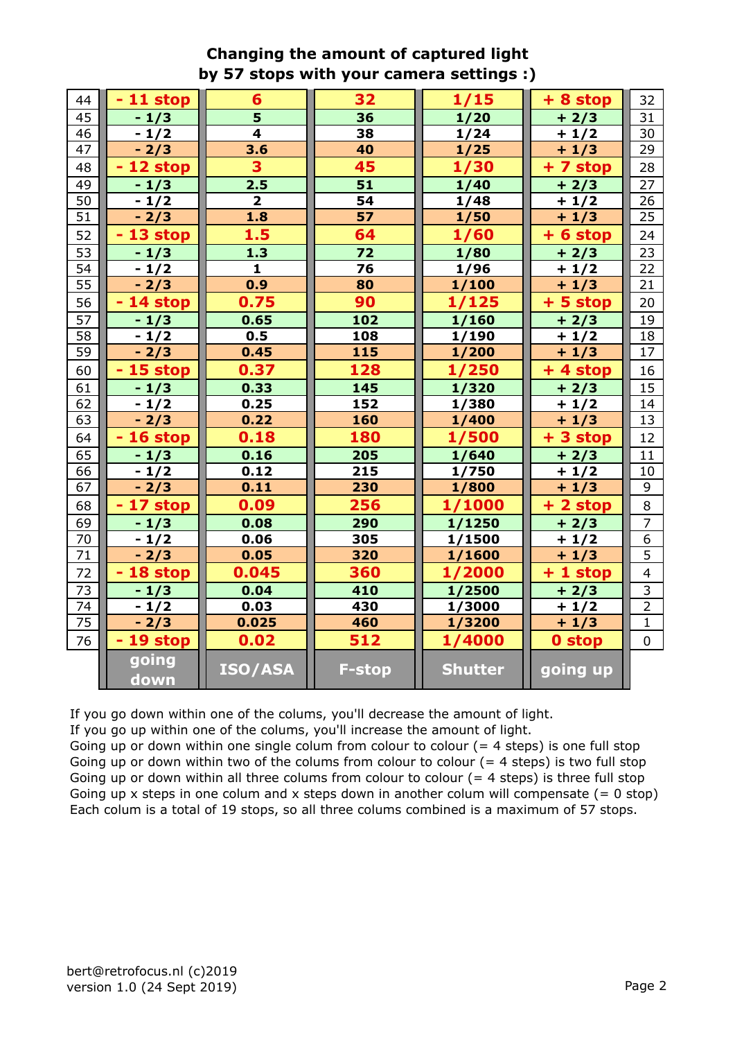# Changing the amount of captured light
## by 57 stops with your camera settings :)

| | going down | ISO/ASA | F-stop | Shutter | going up | |
|---|---|---|---|---|---|---|
| 44 | - 11 stop | 6 | 32 | 1/15 | + 8 stop | 32 |
| 45 | - 1/3 | 5 | 36 | 1/20 | + 2/3 | 31 |
| 46 | - 1/2 | 4 | 38 | 1/24 | + 1/2 | 30 |
| 47 | - 2/3 | 3.6 | 40 | 1/25 | + 1/3 | 29 |
| 48 | - 12 stop | 3 | 45 | 1/30 | + 7 stop | 28 |
| 49 | - 1/3 | 2.5 | 51 | 1/40 | + 2/3 | 27 |
| 50 | - 1/2 | 2 | 54 | 1/48 | + 1/2 | 26 |
| 51 | - 2/3 | 1.8 | 57 | 1/50 | + 1/3 | 25 |
| 52 | - 13 stop | 1.5 | 64 | 1/60 | + 6 stop | 24 |
| 53 | - 1/3 | 1.3 | 72 | 1/80 | + 2/3 | 23 |
| 54 | - 1/2 | 1 | 76 | 1/96 | + 1/2 | 22 |
| 55 | - 2/3 | 0.9 | 80 | 1/100 | + 1/3 | 21 |
| 56 | - 14 stop | 0.75 | 90 | 1/125 | + 5 stop | 20 |
| 57 | - 1/3 | 0.65 | 102 | 1/160 | + 2/3 | 19 |
| 58 | - 1/2 | 0.5 | 108 | 1/190 | + 1/2 | 18 |
| 59 | - 2/3 | 0.45 | 115 | 1/200 | + 1/3 | 17 |
| 60 | - 15 stop | 0.37 | 128 | 1/250 | + 4 stop | 16 |
| 61 | - 1/3 | 0.33 | 145 | 1/320 | + 2/3 | 15 |
| 62 | - 1/2 | 0.25 | 152 | 1/380 | + 1/2 | 14 |
| 63 | - 2/3 | 0.22 | 160 | 1/400 | + 1/3 | 13 |
| 64 | - 16 stop | 0.18 | 180 | 1/500 | + 3 stop | 12 |
| 65 | - 1/3 | 0.16 | 205 | 1/640 | + 2/3 | 11 |
| 66 | - 1/2 | 0.12 | 215 | 1/750 | + 1/2 | 10 |
| 67 | - 2/3 | 0.11 | 230 | 1/800 | + 1/3 | 9 |
| 68 | - 17 stop | 0.09 | 256 | 1/1000 | + 2 stop | 8 |
| 69 | - 1/3 | 0.08 | 290 | 1/1250 | + 2/3 | 7 |
| 70 | - 1/2 | 0.06 | 305 | 1/1500 | + 1/2 | 6 |
| 71 | - 2/3 | 0.05 | 320 | 1/1600 | + 1/3 | 5 |
| 72 | - 18 stop | 0.045 | 360 | 1/2000 | + 1 stop | 4 |
| 73 | - 1/3 | 0.04 | 410 | 1/2500 | + 2/3 | 3 |
| 74 | - 1/2 | 0.03 | 430 | 1/3000 | + 1/2 | 2 |
| 75 | - 2/3 | 0.025 | 460 | 1/3200 | + 1/3 | 1 |
| 76 | - 19 stop | 0.02 | 512 | 1/4000 | 0 stop | 0 |

If you go down within one of the colums, you'll decrease the amount of light.
If you go up within one of the colums, you'll increase the amount of light.
Going up or down within one single colum from colour to colour (= 4 steps) is one full stop
Going up or down within two of the colums from colour to colour (= 4 steps) is two full stop
Going up or down within all three colums from colour to colour (= 4 steps) is three full stop
Going up x steps in one colum and x steps down in another colum will compensate (= 0 stop)
Each colum is a total of 19 stops, so all three colums combined is a maximum of 57 stops.

bert@retrofocus.nl (c)2019
version 1.0 (24 Sept 2019)